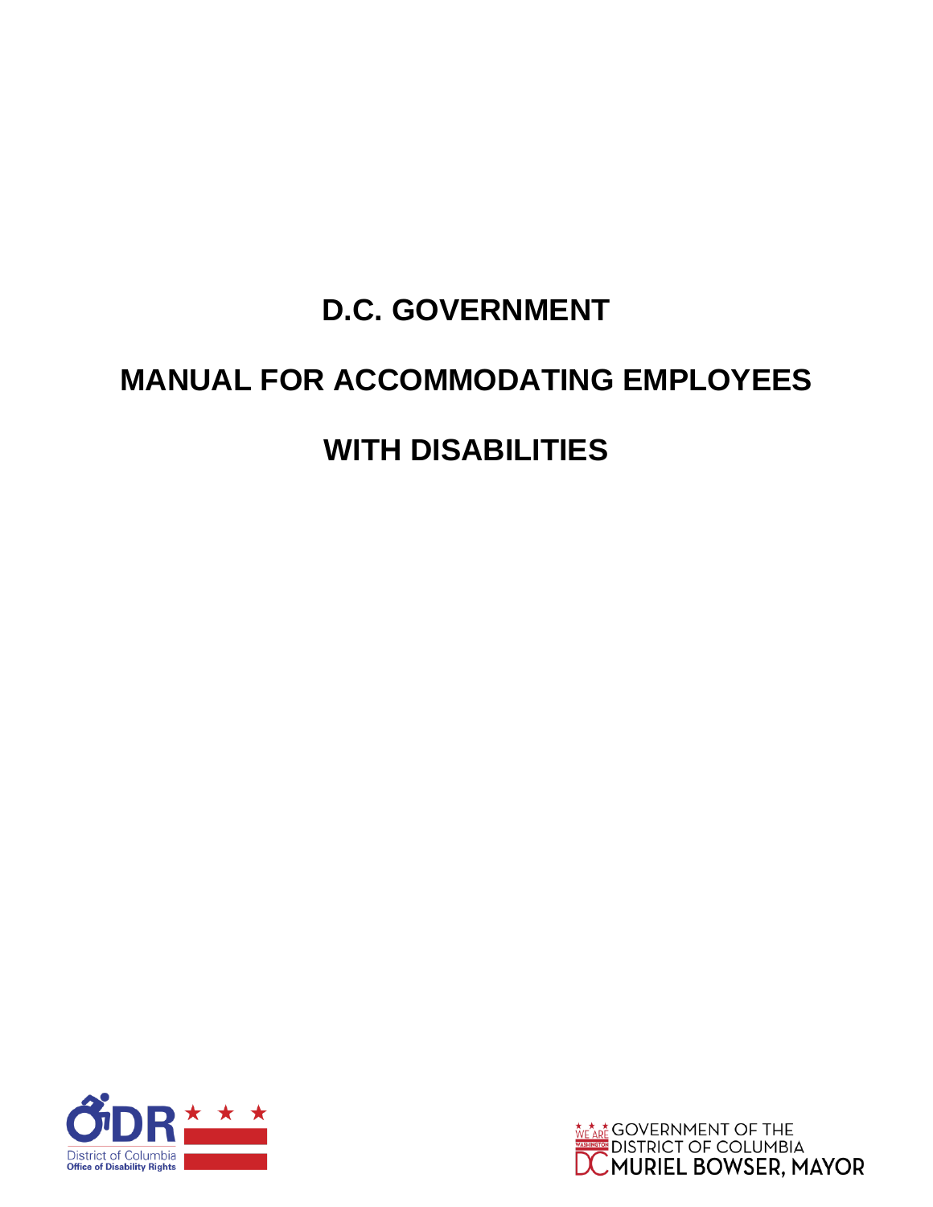# D.C. GOVERNMENT

# MANUAL FOR ACCOMMODATING EMPLOYEES

# WITH DISABILITIES

District of Columbia
Office of Disability Rights

GOVERNMENT OF THE
DISTRICT OF COLUMBIA
MURIEL BOWSER, MAYOR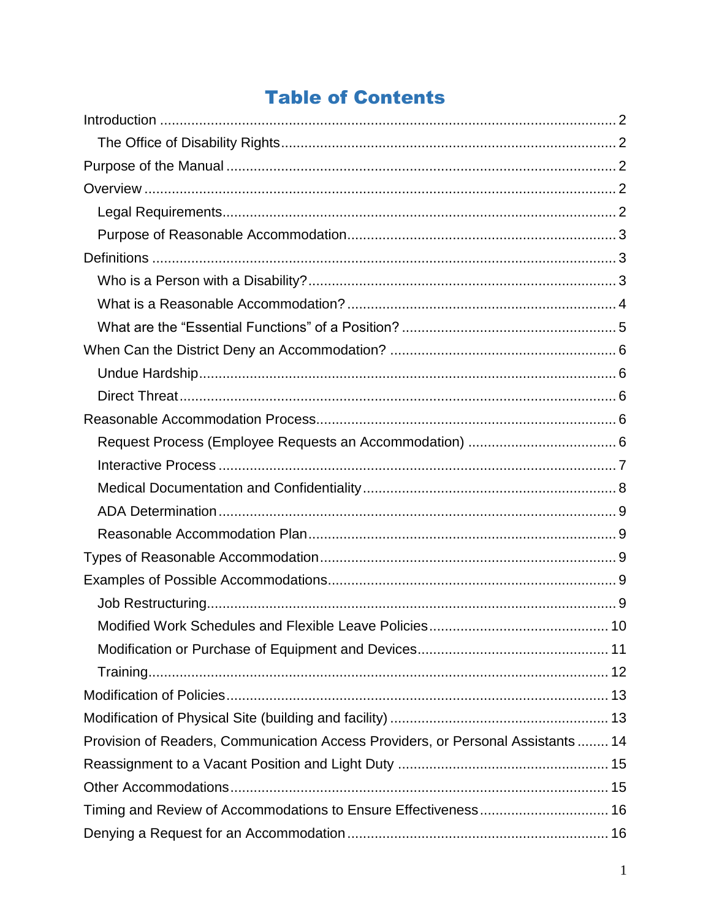# Table of Contents

- Introduction ........ 2
  - The Office of Disability Rights ........ 2
- Purpose of the Manual ........ 2
- Overview ........ 2
  - Legal Requirements ........ 2
  - Purpose of Reasonable Accommodation ........ 3
- Definitions ........ 3
  - Who is a Person with a Disability? ........ 3
  - What is a Reasonable Accommodation? ........ 4
  - What are the "Essential Functions" of a Position? ........ 5
- When Can the District Deny an Accommodation? ........ 6
  - Undue Hardship ........ 6
  - Direct Threat ........ 6
- Reasonable Accommodation Process ........ 6
  - Request Process (Employee Requests an Accommodation) ........ 6
  - Interactive Process ........ 7
  - Medical Documentation and Confidentiality ........ 8
  - ADA Determination ........ 9
  - Reasonable Accommodation Plan ........ 9
- Types of Reasonable Accommodation ........ 9
- Examples of Possible Accommodations ........ 9
  - Job Restructuring ........ 9
  - Modified Work Schedules and Flexible Leave Policies ........ 10
  - Modification or Purchase of Equipment and Devices ........ 11
  - Training ........ 12
- Modification of Policies ........ 13
- Modification of Physical Site (building and facility) ........ 13
- Provision of Readers, Communication Access Providers, or Personal Assistants ........ 14
- Reassignment to a Vacant Position and Light Duty ........ 15
- Other Accommodations ........ 15
- Timing and Review of Accommodations to Ensure Effectiveness ........ 16
- Denying a Request for an Accommodation ........ 16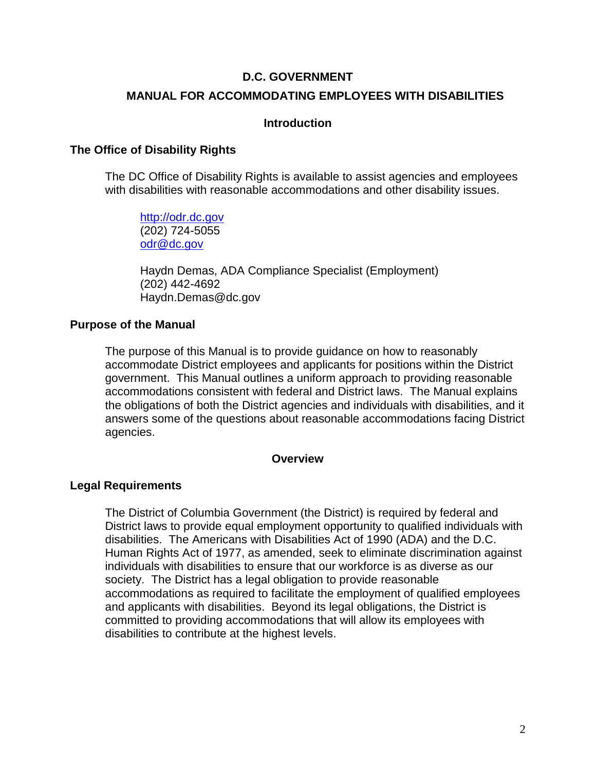# D.C. GOVERNMENT

# MANUAL FOR ACCOMMODATING EMPLOYEES WITH DISABILITIES

## Introduction

### The Office of Disability Rights

The DC Office of Disability Rights is available to assist agencies and employees with disabilities with reasonable accommodations and other disability issues.

> [http://odr.dc.gov](http://odr.dc.gov)
> (202) 724-5055
> [odr@dc.gov](mailto:odr@dc.gov)
>
> Haydn Demas, ADA Compliance Specialist (Employment)
> (202) 442-4692
> Haydn.Demas@dc.gov

### Purpose of the Manual

The purpose of this Manual is to provide guidance on how to reasonably accommodate District employees and applicants for positions within the District government. This Manual outlines a uniform approach to providing reasonable accommodations consistent with federal and District laws. The Manual explains the obligations of both the District agencies and individuals with disabilities, and it answers some of the questions about reasonable accommodations facing District agencies.

## Overview

### Legal Requirements

The District of Columbia Government (the District) is required by federal and District laws to provide equal employment opportunity to qualified individuals with disabilities. The Americans with Disabilities Act of 1990 (ADA) and the D.C. Human Rights Act of 1977, as amended, seek to eliminate discrimination against individuals with disabilities to ensure that our workforce is as diverse as our society. The District has a legal obligation to provide reasonable accommodations as required to facilitate the employment of qualified employees and applicants with disabilities. Beyond its legal obligations, the District is committed to providing accommodations that will allow its employees with disabilities to contribute at the highest levels.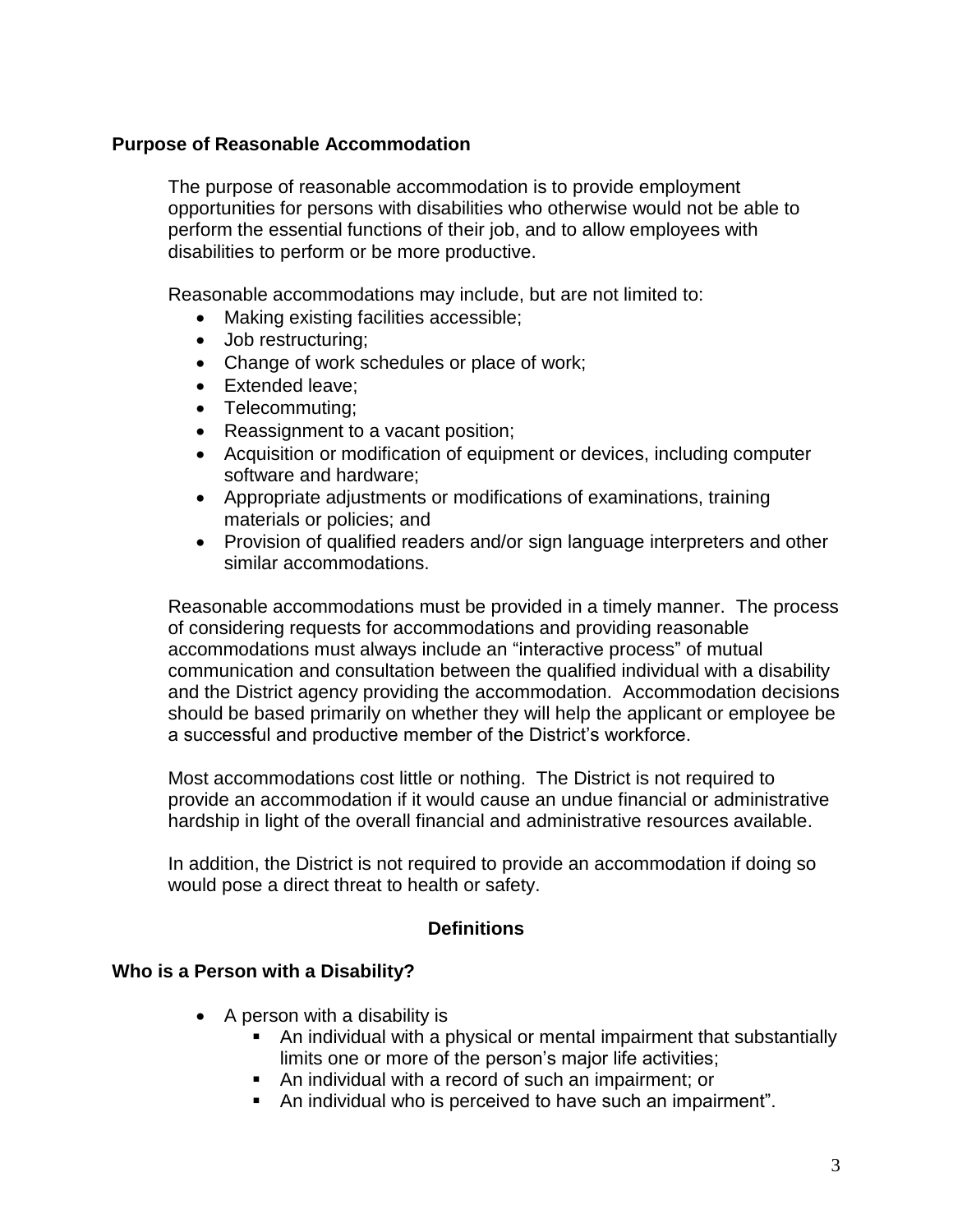## Purpose of Reasonable Accommodation

The purpose of reasonable accommodation is to provide employment opportunities for persons with disabilities who otherwise would not be able to perform the essential functions of their job, and to allow employees with disabilities to perform or be more productive.

Reasonable accommodations may include, but are not limited to:

- Making existing facilities accessible;
- Job restructuring;
- Change of work schedules or place of work;
- Extended leave;
- Telecommuting;
- Reassignment to a vacant position;
- Acquisition or modification of equipment or devices, including computer software and hardware;
- Appropriate adjustments or modifications of examinations, training materials or policies; and
- Provision of qualified readers and/or sign language interpreters and other similar accommodations.

Reasonable accommodations must be provided in a timely manner. The process of considering requests for accommodations and providing reasonable accommodations must always include an "interactive process" of mutual communication and consultation between the qualified individual with a disability and the District agency providing the accommodation. Accommodation decisions should be based primarily on whether they will help the applicant or employee be a successful and productive member of the District's workforce.

Most accommodations cost little or nothing. The District is not required to provide an accommodation if it would cause an undue financial or administrative hardship in light of the overall financial and administrative resources available.

In addition, the District is not required to provide an accommodation if doing so would pose a direct threat to health or safety.

## Definitions

### Who is a Person with a Disability?

- A person with a disability is
  - An individual with a physical or mental impairment that substantially limits one or more of the person's major life activities;
  - An individual with a record of such an impairment; or
  - An individual who is perceived to have such an impairment".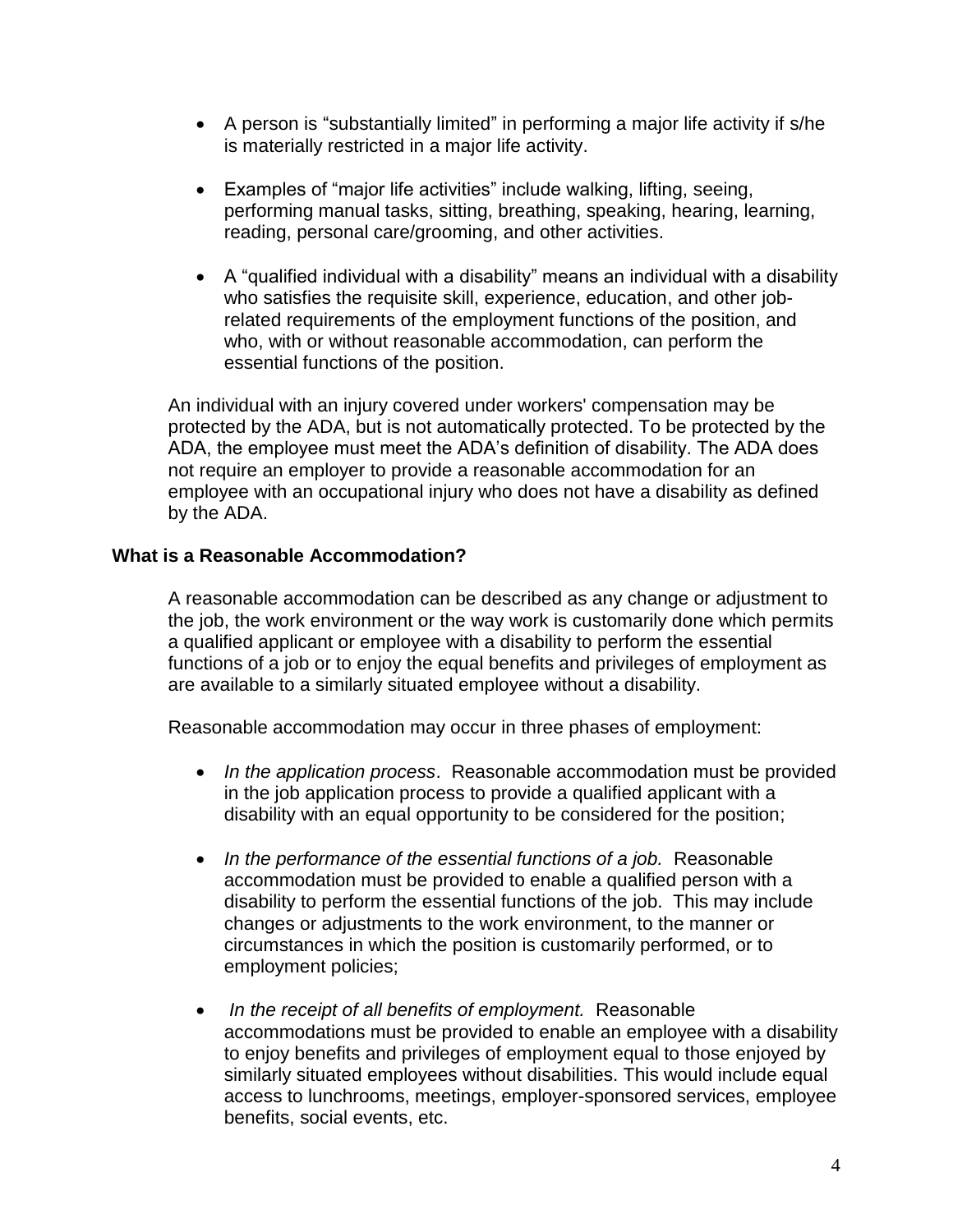- A person is “substantially limited” in performing a major life activity if s/he is materially restricted in a major life activity.

- Examples of “major life activities” include walking, lifting, seeing, performing manual tasks, sitting, breathing, speaking, hearing, learning, reading, personal care/grooming, and other activities.

- A “qualified individual with a disability” means an individual with a disability who satisfies the requisite skill, experience, education, and other job-related requirements of the employment functions of the position, and who, with or without reasonable accommodation, can perform the essential functions of the position.

An individual with an injury covered under workers' compensation may be protected by the ADA, but is not automatically protected. To be protected by the ADA, the employee must meet the ADA’s definition of disability. The ADA does not require an employer to provide a reasonable accommodation for an employee with an occupational injury who does not have a disability as defined by the ADA.

**What is a Reasonable Accommodation?**

A reasonable accommodation can be described as any change or adjustment to the job, the work environment or the way work is customarily done which permits a qualified applicant or employee with a disability to perform the essential functions of a job or to enjoy the equal benefits and privileges of employment as are available to a similarly situated employee without a disability.

Reasonable accommodation may occur in three phases of employment:

- *In the application process*. Reasonable accommodation must be provided in the job application process to provide a qualified applicant with a disability with an equal opportunity to be considered for the position;

- *In the performance of the essential functions of a job.* Reasonable accommodation must be provided to enable a qualified person with a disability to perform the essential functions of the job. This may include changes or adjustments to the work environment, to the manner or circumstances in which the position is customarily performed, or to employment policies;

- *In the receipt of all benefits of employment.* Reasonable accommodations must be provided to enable an employee with a disability to enjoy benefits and privileges of employment equal to those enjoyed by similarly situated employees without disabilities. This would include equal access to lunchrooms, meetings, employer-sponsored services, employee benefits, social events, etc.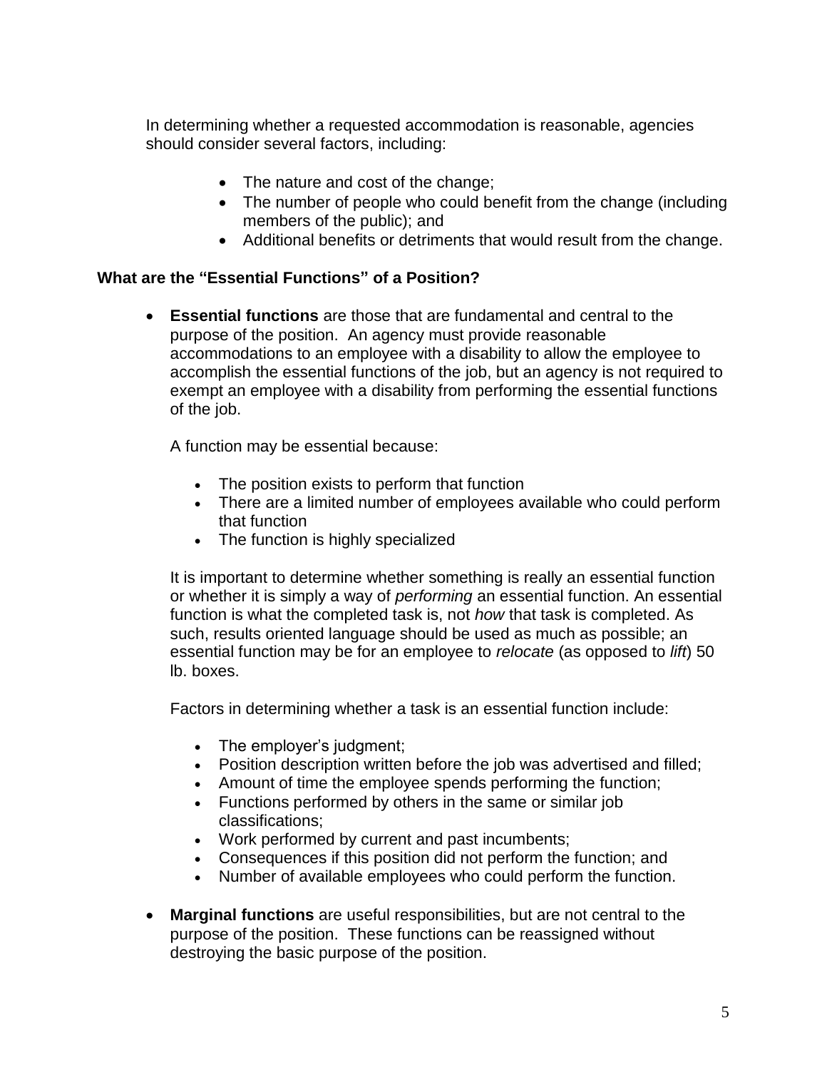In determining whether a requested accommodation is reasonable, agencies should consider several factors, including:

- The nature and cost of the change;
- The number of people who could benefit from the change (including members of the public); and
- Additional benefits or detriments that would result from the change.

### What are the "Essential Functions" of a Position?

- **Essential functions** are those that are fundamental and central to the purpose of the position. An agency must provide reasonable accommodations to an employee with a disability to allow the employee to accomplish the essential functions of the job, but an agency is not required to exempt an employee with a disability from performing the essential functions of the job.

  A function may be essential because:

  - The position exists to perform that function
  - There are a limited number of employees available who could perform that function
  - The function is highly specialized

  It is important to determine whether something is really an essential function or whether it is simply a way of *performing* an essential function. An essential function is what the completed task is, not *how* that task is completed. As such, results oriented language should be used as much as possible; an essential function may be for an employee to *relocate* (as opposed to *lift*) 50 lb. boxes.

  Factors in determining whether a task is an essential function include:

  - The employer's judgment;
  - Position description written before the job was advertised and filled;
  - Amount of time the employee spends performing the function;
  - Functions performed by others in the same or similar job classifications;
  - Work performed by current and past incumbents;
  - Consequences if this position did not perform the function; and
  - Number of available employees who could perform the function.

- **Marginal functions** are useful responsibilities, but are not central to the purpose of the position. These functions can be reassigned without destroying the basic purpose of the position.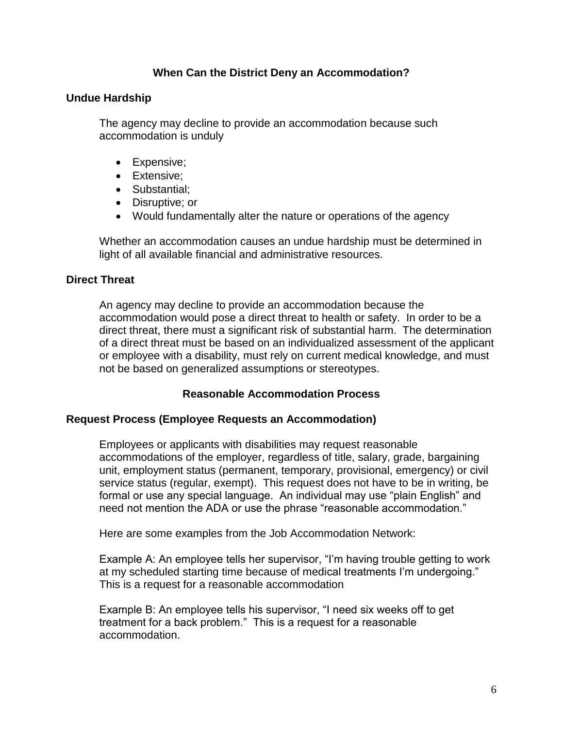## When Can the District Deny an Accommodation?

### Undue Hardship

The agency may decline to provide an accommodation because such accommodation is unduly

- Expensive;
- Extensive;
- Substantial;
- Disruptive; or
- Would fundamentally alter the nature or operations of the agency

Whether an accommodation causes an undue hardship must be determined in light of all available financial and administrative resources.

### Direct Threat

An agency may decline to provide an accommodation because the accommodation would pose a direct threat to health or safety. In order to be a direct threat, there must a significant risk of substantial harm. The determination of a direct threat must be based on an individualized assessment of the applicant or employee with a disability, must rely on current medical knowledge, and must not be based on generalized assumptions or stereotypes.

## Reasonable Accommodation Process

### Request Process (Employee Requests an Accommodation)

Employees or applicants with disabilities may request reasonable accommodations of the employer, regardless of title, salary, grade, bargaining unit, employment status (permanent, temporary, provisional, emergency) or civil service status (regular, exempt). This request does not have to be in writing, be formal or use any special language. An individual may use "plain English" and need not mention the ADA or use the phrase "reasonable accommodation."

Here are some examples from the Job Accommodation Network:

Example A: An employee tells her supervisor, "I'm having trouble getting to work at my scheduled starting time because of medical treatments I'm undergoing." This is a request for a reasonable accommodation

Example B: An employee tells his supervisor, "I need six weeks off to get treatment for a back problem." This is a request for a reasonable accommodation.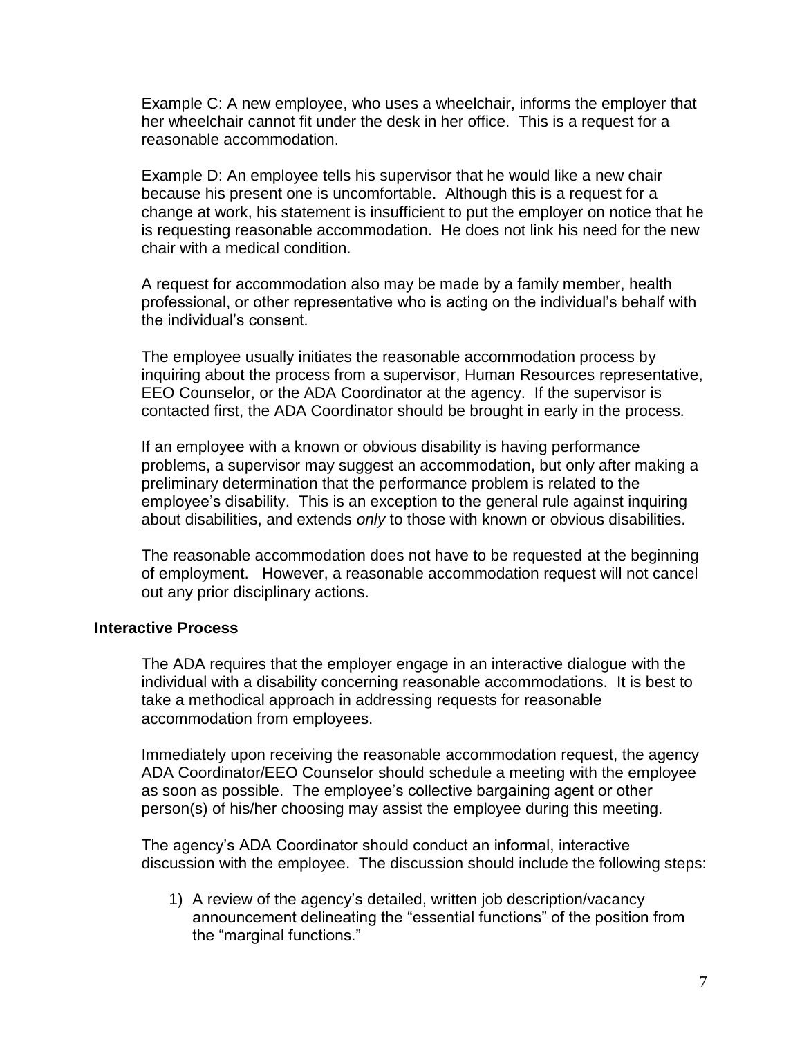Example C: A new employee, who uses a wheelchair, informs the employer that her wheelchair cannot fit under the desk in her office. This is a request for a reasonable accommodation.

Example D: An employee tells his supervisor that he would like a new chair because his present one is uncomfortable. Although this is a request for a change at work, his statement is insufficient to put the employer on notice that he is requesting reasonable accommodation. He does not link his need for the new chair with a medical condition.

A request for accommodation also may be made by a family member, health professional, or other representative who is acting on the individual's behalf with the individual's consent.

The employee usually initiates the reasonable accommodation process by inquiring about the process from a supervisor, Human Resources representative, EEO Counselor, or the ADA Coordinator at the agency. If the supervisor is contacted first, the ADA Coordinator should be brought in early in the process.

If an employee with a known or obvious disability is having performance problems, a supervisor may suggest an accommodation, but only after making a preliminary determination that the performance problem is related to the employee's disability. <u>This is an exception to the general rule against inquiring about disabilities, and extends *only* to those with known or obvious disabilities.</u>

The reasonable accommodation does not have to be requested at the beginning of employment. However, a reasonable accommodation request will not cancel out any prior disciplinary actions.

**Interactive Process**

The ADA requires that the employer engage in an interactive dialogue with the individual with a disability concerning reasonable accommodations. It is best to take a methodical approach in addressing requests for reasonable accommodation from employees.

Immediately upon receiving the reasonable accommodation request, the agency ADA Coordinator/EEO Counselor should schedule a meeting with the employee as soon as possible. The employee's collective bargaining agent or other person(s) of his/her choosing may assist the employee during this meeting.

The agency's ADA Coordinator should conduct an informal, interactive discussion with the employee. The discussion should include the following steps:

1) A review of the agency's detailed, written job description/vacancy announcement delineating the "essential functions" of the position from the "marginal functions."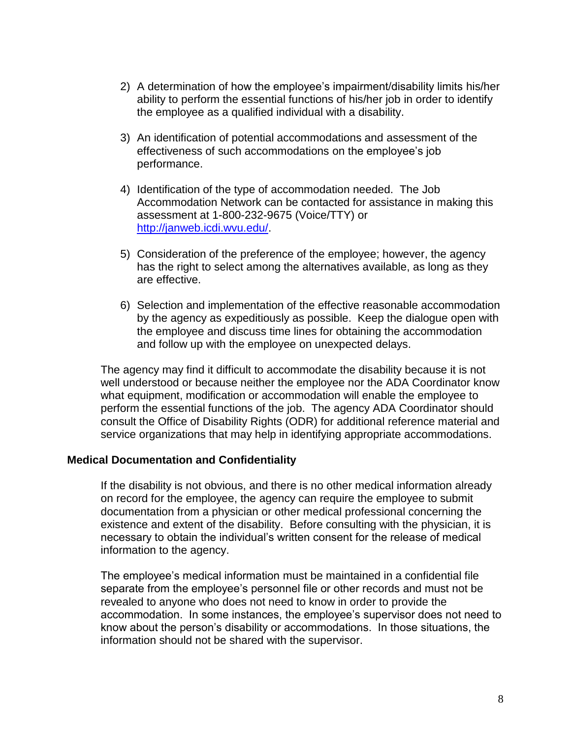2) A determination of how the employee's impairment/disability limits his/her ability to perform the essential functions of his/her job in order to identify the employee as a qualified individual with a disability.

3) An identification of potential accommodations and assessment of the effectiveness of such accommodations on the employee's job performance.

4) Identification of the type of accommodation needed. The Job Accommodation Network can be contacted for assistance in making this assessment at 1-800-232-9675 (Voice/TTY) or [http://janweb.icdi.wvu.edu/](http://janweb.icdi.wvu.edu/).

5) Consideration of the preference of the employee; however, the agency has the right to select among the alternatives available, as long as they are effective.

6) Selection and implementation of the effective reasonable accommodation by the agency as expeditiously as possible. Keep the dialogue open with the employee and discuss time lines for obtaining the accommodation and follow up with the employee on unexpected delays.

The agency may find it difficult to accommodate the disability because it is not well understood or because neither the employee nor the ADA Coordinator know what equipment, modification or accommodation will enable the employee to perform the essential functions of the job. The agency ADA Coordinator should consult the Office of Disability Rights (ODR) for additional reference material and service organizations that may help in identifying appropriate accommodations.

**Medical Documentation and Confidentiality**

If the disability is not obvious, and there is no other medical information already on record for the employee, the agency can require the employee to submit documentation from a physician or other medical professional concerning the existence and extent of the disability. Before consulting with the physician, it is necessary to obtain the individual's written consent for the release of medical information to the agency.

The employee's medical information must be maintained in a confidential file separate from the employee's personnel file or other records and must not be revealed to anyone who does not need to know in order to provide the accommodation. In some instances, the employee's supervisor does not need to know about the person's disability or accommodations. In those situations, the information should not be shared with the supervisor.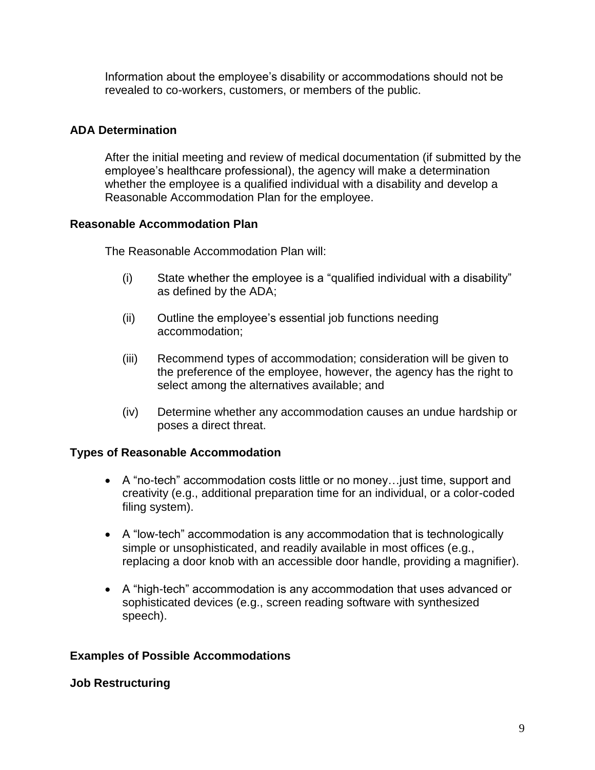Information about the employee's disability or accommodations should not be revealed to co-workers, customers, or members of the public.

## ADA Determination

After the initial meeting and review of medical documentation (if submitted by the employee's healthcare professional), the agency will make a determination whether the employee is a qualified individual with a disability and develop a Reasonable Accommodation Plan for the employee.

## Reasonable Accommodation Plan

The Reasonable Accommodation Plan will:

(i) State whether the employee is a "qualified individual with a disability" as defined by the ADA;

(ii) Outline the employee's essential job functions needing accommodation;

(iii) Recommend types of accommodation; consideration will be given to the preference of the employee, however, the agency has the right to select among the alternatives available; and

(iv) Determine whether any accommodation causes an undue hardship or poses a direct threat.

## Types of Reasonable Accommodation

- A "no-tech" accommodation costs little or no money…just time, support and creativity (e.g., additional preparation time for an individual, or a color-coded filing system).
- A "low-tech" accommodation is any accommodation that is technologically simple or unsophisticated, and readily available in most offices (e.g., replacing a door knob with an accessible door handle, providing a magnifier).
- A "high-tech" accommodation is any accommodation that uses advanced or sophisticated devices (e.g., screen reading software with synthesized speech).

## Examples of Possible Accommodations

## Job Restructuring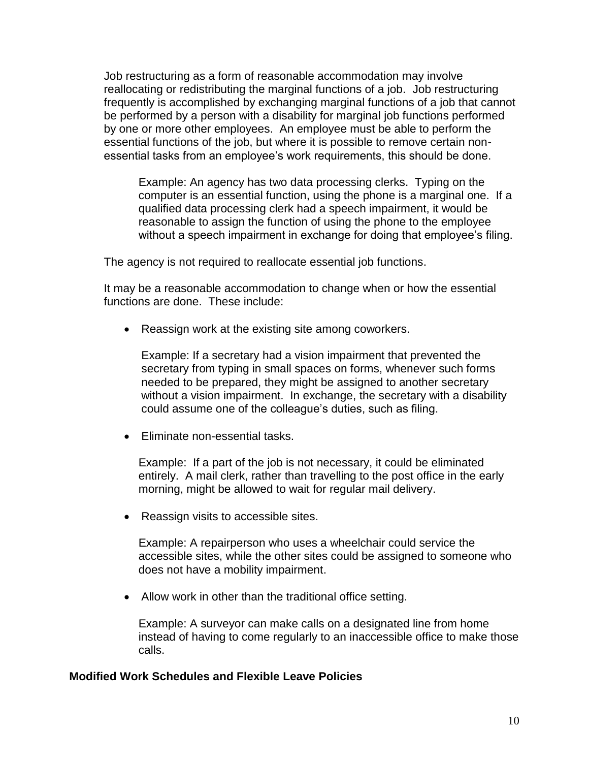Job restructuring as a form of reasonable accommodation may involve reallocating or redistributing the marginal functions of a job. Job restructuring frequently is accomplished by exchanging marginal functions of a job that cannot be performed by a person with a disability for marginal job functions performed by one or more other employees. An employee must be able to perform the essential functions of the job, but where it is possible to remove certain non-essential tasks from an employee's work requirements, this should be done.

> Example: An agency has two data processing clerks. Typing on the computer is an essential function, using the phone is a marginal one. If a qualified data processing clerk had a speech impairment, it would be reasonable to assign the function of using the phone to the employee without a speech impairment in exchange for doing that employee's filing.

The agency is not required to reallocate essential job functions.

It may be a reasonable accommodation to change when or how the essential functions are done. These include:

- Reassign work at the existing site among coworkers.

  Example: If a secretary had a vision impairment that prevented the secretary from typing in small spaces on forms, whenever such forms needed to be prepared, they might be assigned to another secretary without a vision impairment. In exchange, the secretary with a disability could assume one of the colleague's duties, such as filing.

- Eliminate non-essential tasks.

  Example: If a part of the job is not necessary, it could be eliminated entirely. A mail clerk, rather than travelling to the post office in the early morning, might be allowed to wait for regular mail delivery.

- Reassign visits to accessible sites.

  Example: A repairperson who uses a wheelchair could service the accessible sites, while the other sites could be assigned to someone who does not have a mobility impairment.

- Allow work in other than the traditional office setting.

  Example: A surveyor can make calls on a designated line from home instead of having to come regularly to an inaccessible office to make those calls.

**Modified Work Schedules and Flexible Leave Policies**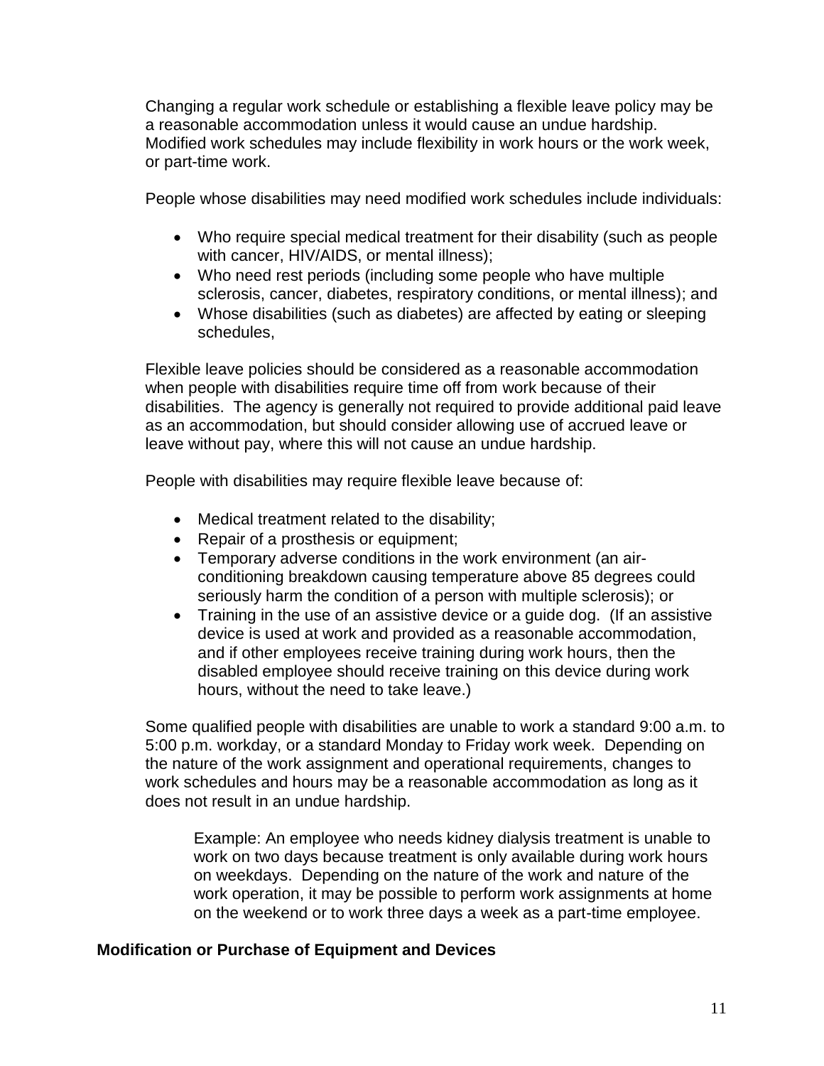Changing a regular work schedule or establishing a flexible leave policy may be a reasonable accommodation unless it would cause an undue hardship. Modified work schedules may include flexibility in work hours or the work week, or part-time work.

People whose disabilities may need modified work schedules include individuals:

- Who require special medical treatment for their disability (such as people with cancer, HIV/AIDS, or mental illness);
- Who need rest periods (including some people who have multiple sclerosis, cancer, diabetes, respiratory conditions, or mental illness); and
- Whose disabilities (such as diabetes) are affected by eating or sleeping schedules,

Flexible leave policies should be considered as a reasonable accommodation when people with disabilities require time off from work because of their disabilities. The agency is generally not required to provide additional paid leave as an accommodation, but should consider allowing use of accrued leave or leave without pay, where this will not cause an undue hardship.

People with disabilities may require flexible leave because of:

- Medical treatment related to the disability;
- Repair of a prosthesis or equipment;
- Temporary adverse conditions in the work environment (an air-conditioning breakdown causing temperature above 85 degrees could seriously harm the condition of a person with multiple sclerosis); or
- Training in the use of an assistive device or a guide dog. (If an assistive device is used at work and provided as a reasonable accommodation, and if other employees receive training during work hours, then the disabled employee should receive training on this device during work hours, without the need to take leave.)

Some qualified people with disabilities are unable to work a standard 9:00 a.m. to 5:00 p.m. workday, or a standard Monday to Friday work week. Depending on the nature of the work assignment and operational requirements, changes to work schedules and hours may be a reasonable accommodation as long as it does not result in an undue hardship.

> Example: An employee who needs kidney dialysis treatment is unable to work on two days because treatment is only available during work hours on weekdays. Depending on the nature of the work and nature of the work operation, it may be possible to perform work assignments at home on the weekend or to work three days a week as a part-time employee.

### Modification or Purchase of Equipment and Devices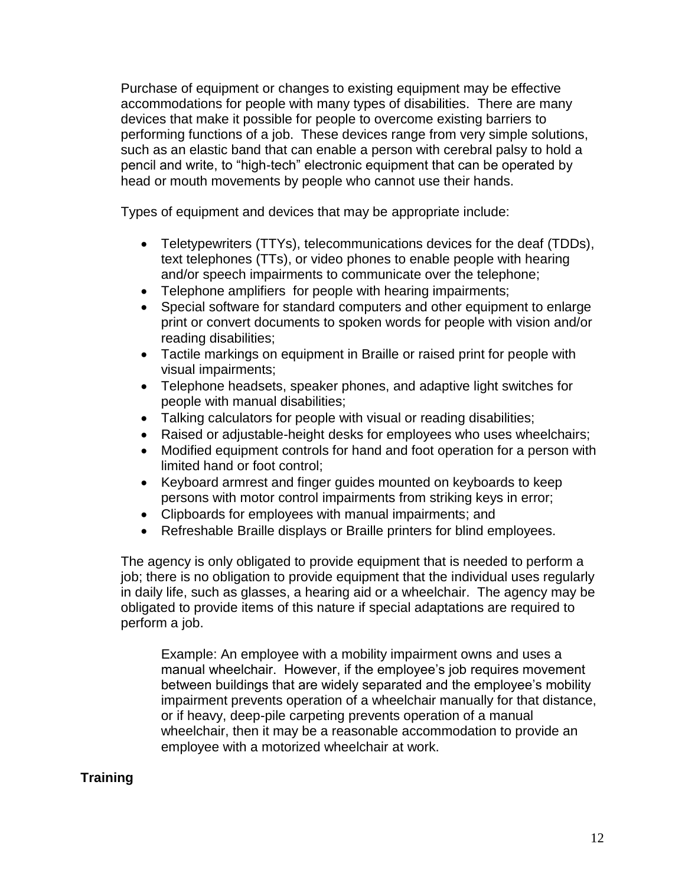Purchase of equipment or changes to existing equipment may be effective accommodations for people with many types of disabilities. There are many devices that make it possible for people to overcome existing barriers to performing functions of a job. These devices range from very simple solutions, such as an elastic band that can enable a person with cerebral palsy to hold a pencil and write, to "high-tech" electronic equipment that can be operated by head or mouth movements by people who cannot use their hands.

Types of equipment and devices that may be appropriate include:

- Teletypewriters (TTYs), telecommunications devices for the deaf (TDDs), text telephones (TTs), or video phones to enable people with hearing and/or speech impairments to communicate over the telephone;
- Telephone amplifiers for people with hearing impairments;
- Special software for standard computers and other equipment to enlarge print or convert documents to spoken words for people with vision and/or reading disabilities;
- Tactile markings on equipment in Braille or raised print for people with visual impairments;
- Telephone headsets, speaker phones, and adaptive light switches for people with manual disabilities;
- Talking calculators for people with visual or reading disabilities;
- Raised or adjustable-height desks for employees who uses wheelchairs;
- Modified equipment controls for hand and foot operation for a person with limited hand or foot control;
- Keyboard armrest and finger guides mounted on keyboards to keep persons with motor control impairments from striking keys in error;
- Clipboards for employees with manual impairments; and
- Refreshable Braille displays or Braille printers for blind employees.

The agency is only obligated to provide equipment that is needed to perform a job; there is no obligation to provide equipment that the individual uses regularly in daily life, such as glasses, a hearing aid or a wheelchair. The agency may be obligated to provide items of this nature if special adaptations are required to perform a job.

> Example: An employee with a mobility impairment owns and uses a manual wheelchair. However, if the employee's job requires movement between buildings that are widely separated and the employee's mobility impairment prevents operation of a wheelchair manually for that distance, or if heavy, deep-pile carpeting prevents operation of a manual wheelchair, then it may be a reasonable accommodation to provide an employee with a motorized wheelchair at work.

**Training**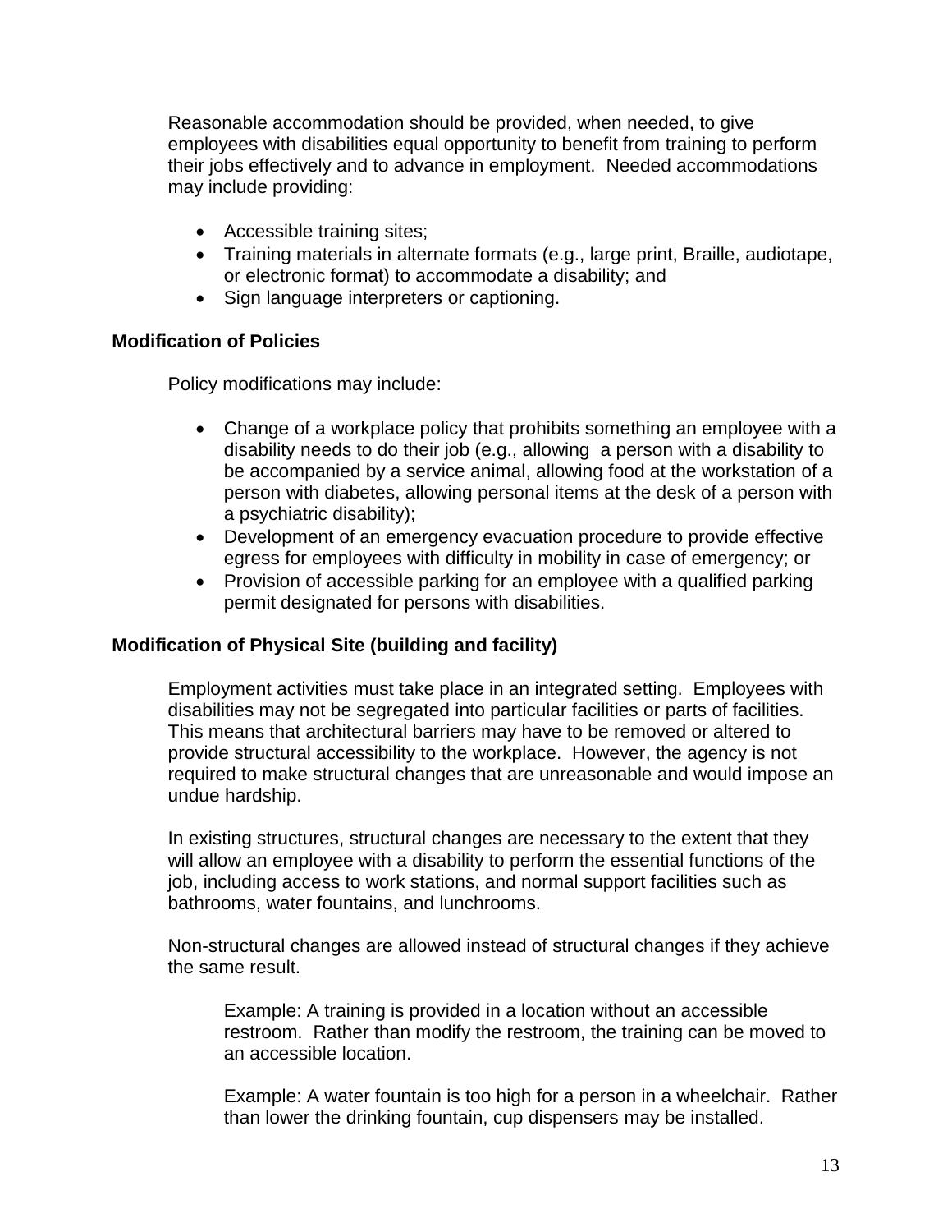Reasonable accommodation should be provided, when needed, to give employees with disabilities equal opportunity to benefit from training to perform their jobs effectively and to advance in employment. Needed accommodations may include providing:

- Accessible training sites;
- Training materials in alternate formats (e.g., large print, Braille, audiotape, or electronic format) to accommodate a disability; and
- Sign language interpreters or captioning.

**Modification of Policies**

Policy modifications may include:

- Change of a workplace policy that prohibits something an employee with a disability needs to do their job (e.g., allowing a person with a disability to be accompanied by a service animal, allowing food at the workstation of a person with diabetes, allowing personal items at the desk of a person with a psychiatric disability);
- Development of an emergency evacuation procedure to provide effective egress for employees with difficulty in mobility in case of emergency; or
- Provision of accessible parking for an employee with a qualified parking permit designated for persons with disabilities.

**Modification of Physical Site (building and facility)**

Employment activities must take place in an integrated setting. Employees with disabilities may not be segregated into particular facilities or parts of facilities. This means that architectural barriers may have to be removed or altered to provide structural accessibility to the workplace. However, the agency is not required to make structural changes that are unreasonable and would impose an undue hardship.

In existing structures, structural changes are necessary to the extent that they will allow an employee with a disability to perform the essential functions of the job, including access to work stations, and normal support facilities such as bathrooms, water fountains, and lunchrooms.

Non-structural changes are allowed instead of structural changes if they achieve the same result.

> Example: A training is provided in a location without an accessible restroom. Rather than modify the restroom, the training can be moved to an accessible location.
>
> Example: A water fountain is too high for a person in a wheelchair. Rather than lower the drinking fountain, cup dispensers may be installed.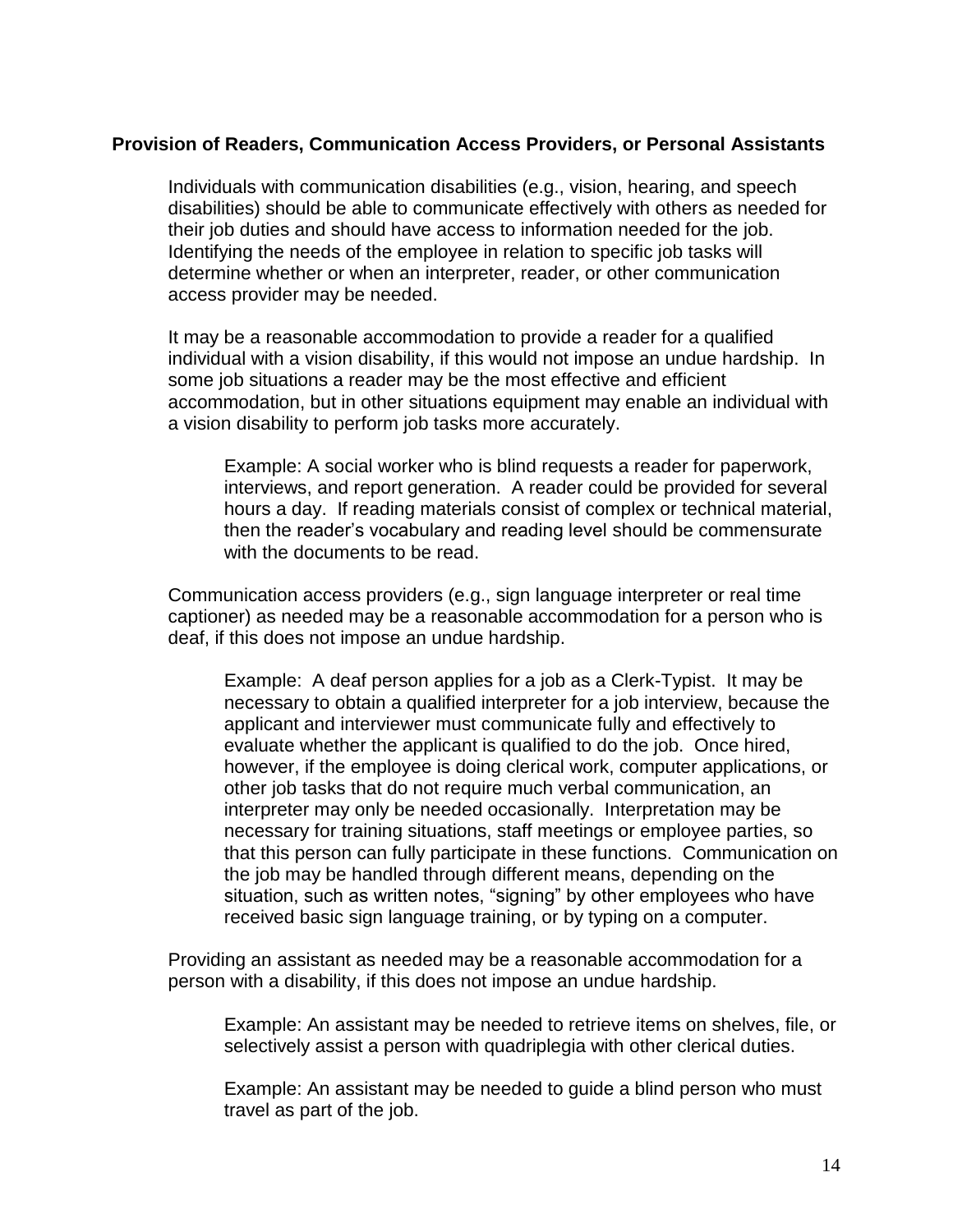### **Provision of Readers, Communication Access Providers, or Personal Assistants**

Individuals with communication disabilities (e.g., vision, hearing, and speech disabilities) should be able to communicate effectively with others as needed for their job duties and should have access to information needed for the job. Identifying the needs of the employee in relation to specific job tasks will determine whether or when an interpreter, reader, or other communication access provider may be needed.

It may be a reasonable accommodation to provide a reader for a qualified individual with a vision disability, if this would not impose an undue hardship. In some job situations a reader may be the most effective and efficient accommodation, but in other situations equipment may enable an individual with a vision disability to perform job tasks more accurately.

> Example: A social worker who is blind requests a reader for paperwork, interviews, and report generation. A reader could be provided for several hours a day. If reading materials consist of complex or technical material, then the reader's vocabulary and reading level should be commensurate with the documents to be read.

Communication access providers (e.g., sign language interpreter or real time captioner) as needed may be a reasonable accommodation for a person who is deaf, if this does not impose an undue hardship.

> Example: A deaf person applies for a job as a Clerk-Typist. It may be necessary to obtain a qualified interpreter for a job interview, because the applicant and interviewer must communicate fully and effectively to evaluate whether the applicant is qualified to do the job. Once hired, however, if the employee is doing clerical work, computer applications, or other job tasks that do not require much verbal communication, an interpreter may only be needed occasionally. Interpretation may be necessary for training situations, staff meetings or employee parties, so that this person can fully participate in these functions. Communication on the job may be handled through different means, depending on the situation, such as written notes, "signing" by other employees who have received basic sign language training, or by typing on a computer.

Providing an assistant as needed may be a reasonable accommodation for a person with a disability, if this does not impose an undue hardship.

> Example: An assistant may be needed to retrieve items on shelves, file, or selectively assist a person with quadriplegia with other clerical duties.

> Example: An assistant may be needed to guide a blind person who must travel as part of the job.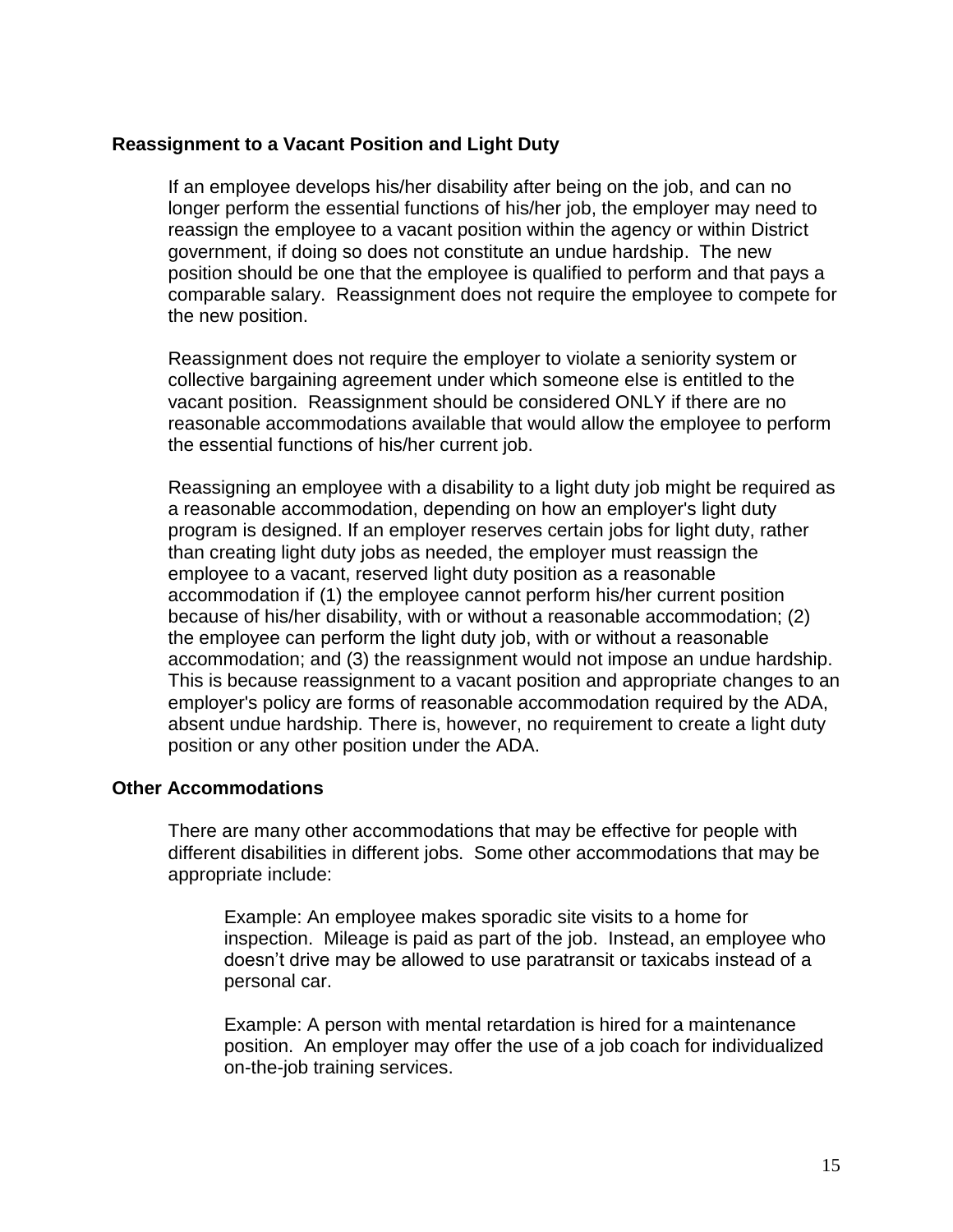### Reassignment to a Vacant Position and Light Duty

If an employee develops his/her disability after being on the job, and can no longer perform the essential functions of his/her job, the employer may need to reassign the employee to a vacant position within the agency or within District government, if doing so does not constitute an undue hardship. The new position should be one that the employee is qualified to perform and that pays a comparable salary. Reassignment does not require the employee to compete for the new position.

Reassignment does not require the employer to violate a seniority system or collective bargaining agreement under which someone else is entitled to the vacant position. Reassignment should be considered ONLY if there are no reasonable accommodations available that would allow the employee to perform the essential functions of his/her current job.

Reassigning an employee with a disability to a light duty job might be required as a reasonable accommodation, depending on how an employer's light duty program is designed. If an employer reserves certain jobs for light duty, rather than creating light duty jobs as needed, the employer must reassign the employee to a vacant, reserved light duty position as a reasonable accommodation if (1) the employee cannot perform his/her current position because of his/her disability, with or without a reasonable accommodation; (2) the employee can perform the light duty job, with or without a reasonable accommodation; and (3) the reassignment would not impose an undue hardship. This is because reassignment to a vacant position and appropriate changes to an employer's policy are forms of reasonable accommodation required by the ADA, absent undue hardship. There is, however, no requirement to create a light duty position or any other position under the ADA.

### Other Accommodations

There are many other accommodations that may be effective for people with different disabilities in different jobs. Some other accommodations that may be appropriate include:

> Example: An employee makes sporadic site visits to a home for inspection. Mileage is paid as part of the job. Instead, an employee who doesn't drive may be allowed to use paratransit or taxicabs instead of a personal car.
>
> Example: A person with mental retardation is hired for a maintenance position. An employer may offer the use of a job coach for individualized on-the-job training services.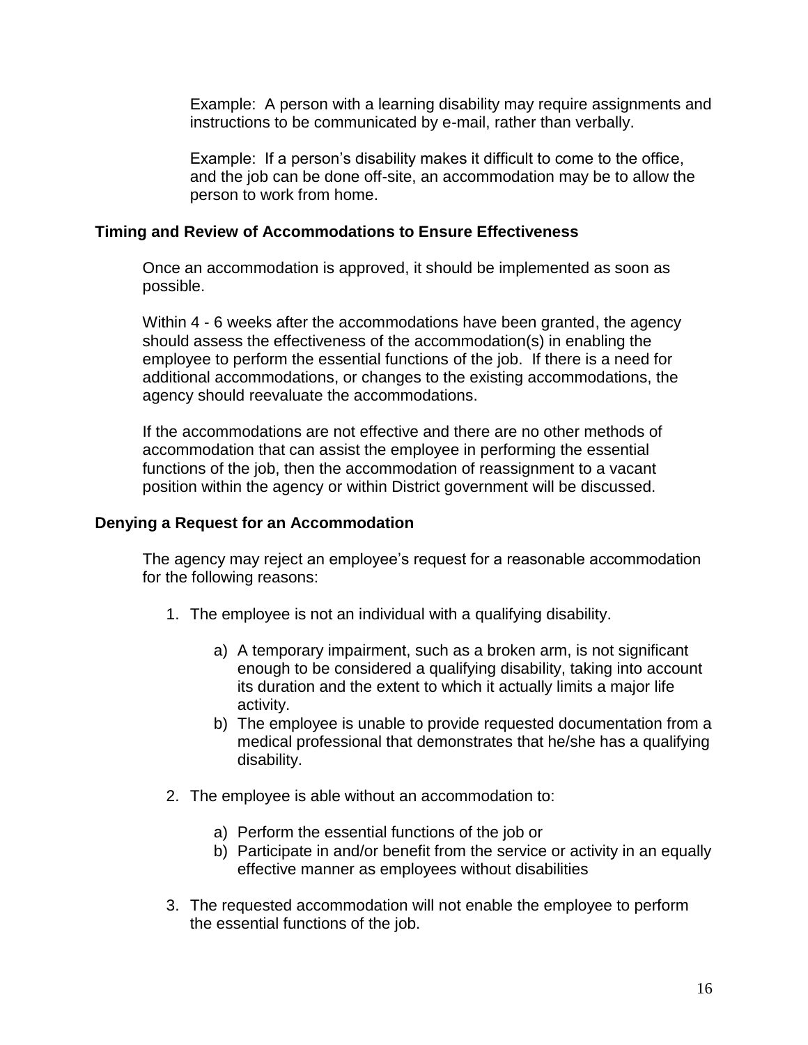Example: A person with a learning disability may require assignments and instructions to be communicated by e-mail, rather than verbally.

Example: If a person's disability makes it difficult to come to the office, and the job can be done off-site, an accommodation may be to allow the person to work from home.

**Timing and Review of Accommodations to Ensure Effectiveness**

Once an accommodation is approved, it should be implemented as soon as possible.

Within 4 - 6 weeks after the accommodations have been granted, the agency should assess the effectiveness of the accommodation(s) in enabling the employee to perform the essential functions of the job. If there is a need for additional accommodations, or changes to the existing accommodations, the agency should reevaluate the accommodations.

If the accommodations are not effective and there are no other methods of accommodation that can assist the employee in performing the essential functions of the job, then the accommodation of reassignment to a vacant position within the agency or within District government will be discussed.

**Denying a Request for an Accommodation**

The agency may reject an employee's request for a reasonable accommodation for the following reasons:

1. The employee is not an individual with a qualifying disability.

   a) A temporary impairment, such as a broken arm, is not significant enough to be considered a qualifying disability, taking into account its duration and the extent to which it actually limits a major life activity.
   b) The employee is unable to provide requested documentation from a medical professional that demonstrates that he/she has a qualifying disability.

2. The employee is able without an accommodation to:

   a) Perform the essential functions of the job or
   b) Participate in and/or benefit from the service or activity in an equally effective manner as employees without disabilities

3. The requested accommodation will not enable the employee to perform the essential functions of the job.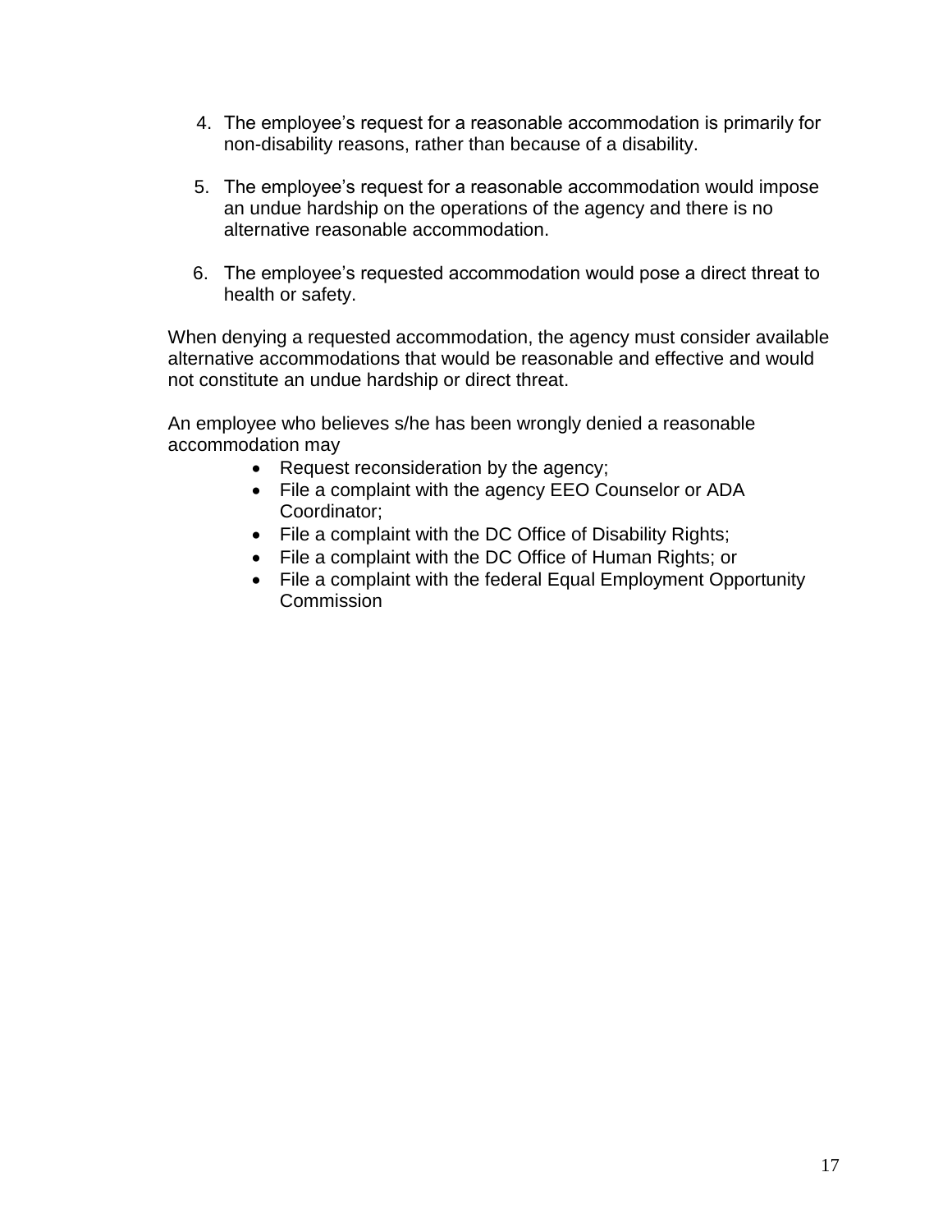4. The employee's request for a reasonable accommodation is primarily for non-disability reasons, rather than because of a disability.

5. The employee's request for a reasonable accommodation would impose an undue hardship on the operations of the agency and there is no alternative reasonable accommodation.

6. The employee's requested accommodation would pose a direct threat to health or safety.

When denying a requested accommodation, the agency must consider available alternative accommodations that would be reasonable and effective and would not constitute an undue hardship or direct threat.

An employee who believes s/he has been wrongly denied a reasonable accommodation may

- Request reconsideration by the agency;
- File a complaint with the agency EEO Counselor or ADA Coordinator;
- File a complaint with the DC Office of Disability Rights;
- File a complaint with the DC Office of Human Rights; or
- File a complaint with the federal Equal Employment Opportunity Commission